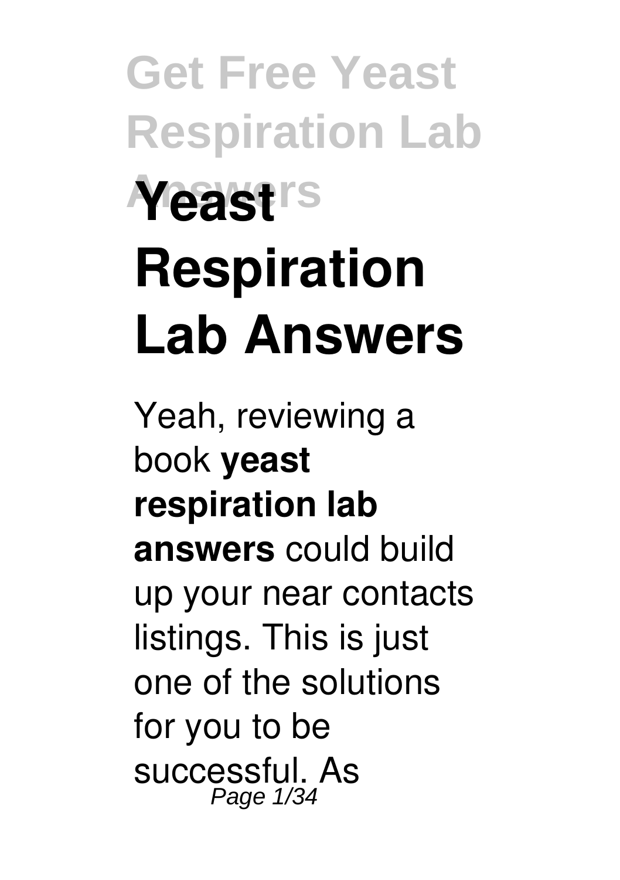# Yeast Respiration Lab Answers

Yeah, reviewing a book **yeast respiration lab answers** could build up your near contacts listings. This is just one of the solutions for you to be successful. As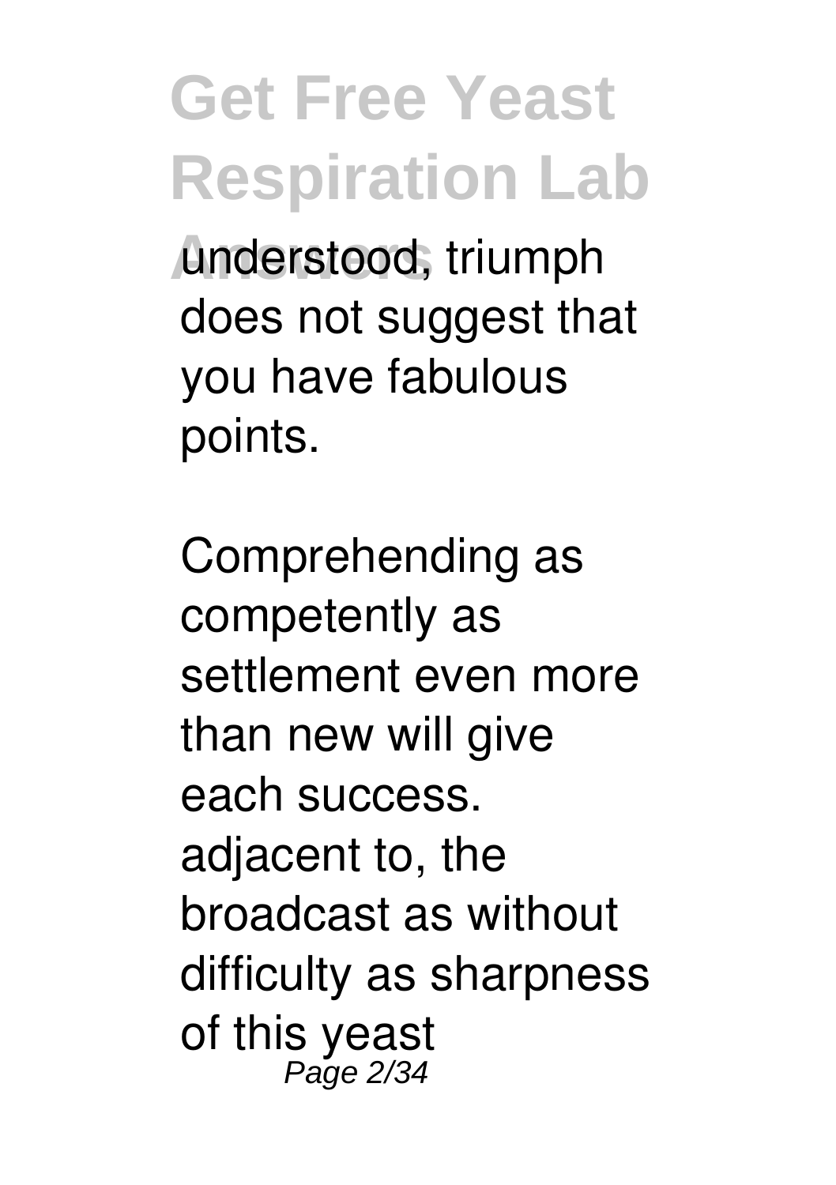understood, triumph does not suggest that you have fabulous points.

Comprehending as competently as settlement even more than new will give each success. adjacent to, the broadcast as without difficulty as sharpness of this yeast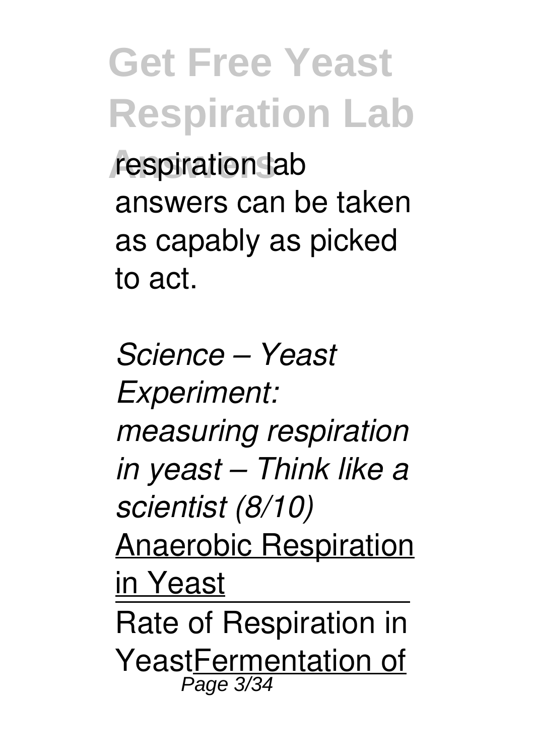respiration lab answers can be taken as capably as picked to act.

*Science – Yeast Experiment: measuring respiration in yeast – Think like a scientist (8/10)*

Anaerobic Respiration in Yeast

Rate of Respiration in Yeast Fermentation of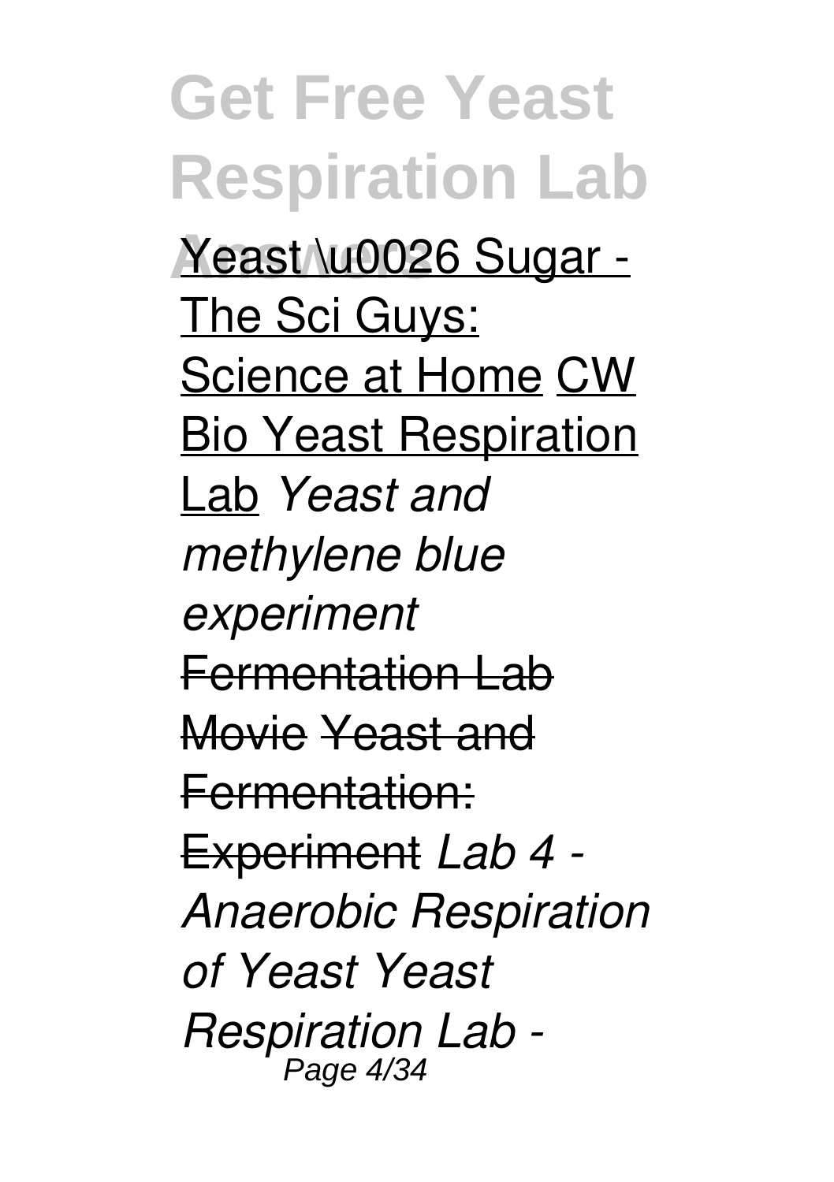Yeast \u0026 Sugar - The Sci Guys: Science at Home CW Bio Yeast Respiration Lab *Yeast and methylene blue experiment* ~~Fermentation Lab Movie~~ ~~Yeast and Fermentation: Experiment~~ *Lab 4 - Anaerobic Respiration of Yeast Yeast Respiration Lab -*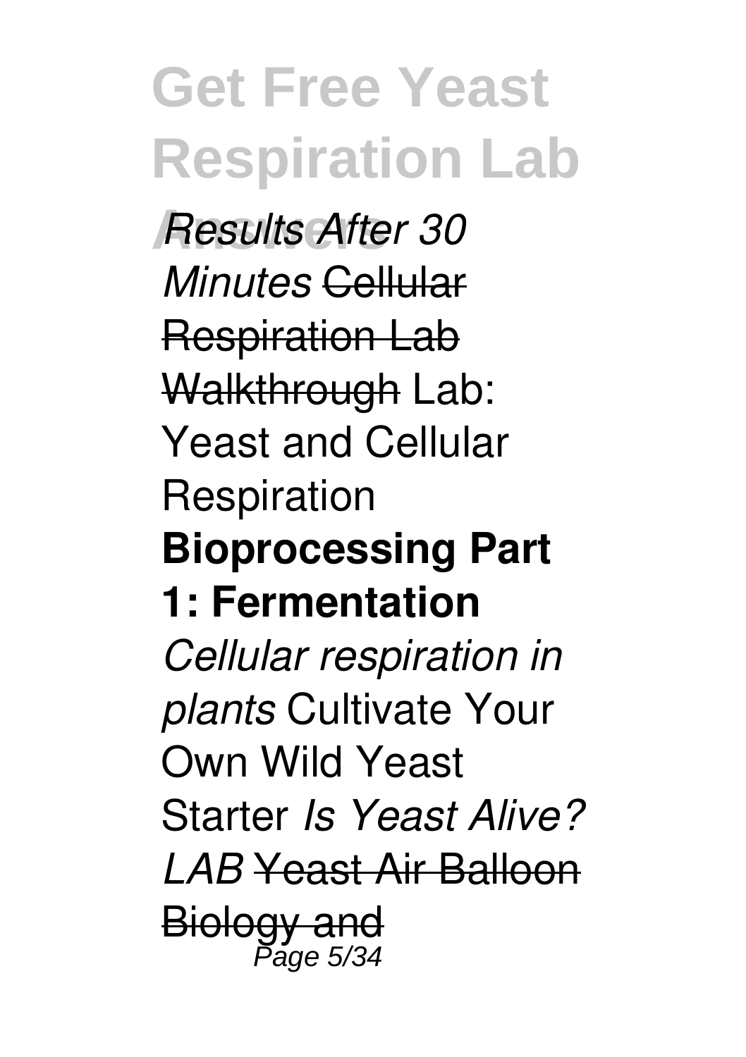*Results After 30 Minutes* Cellular Respiration Lab Walkthrough Lab: Yeast and Cellular Respiration **Bioprocessing Part 1: Fermentation** *Cellular respiration in plants* Cultivate Your Own Wild Yeast Starter *Is Yeast Alive? LAB* Yeast Air Balloon Biology and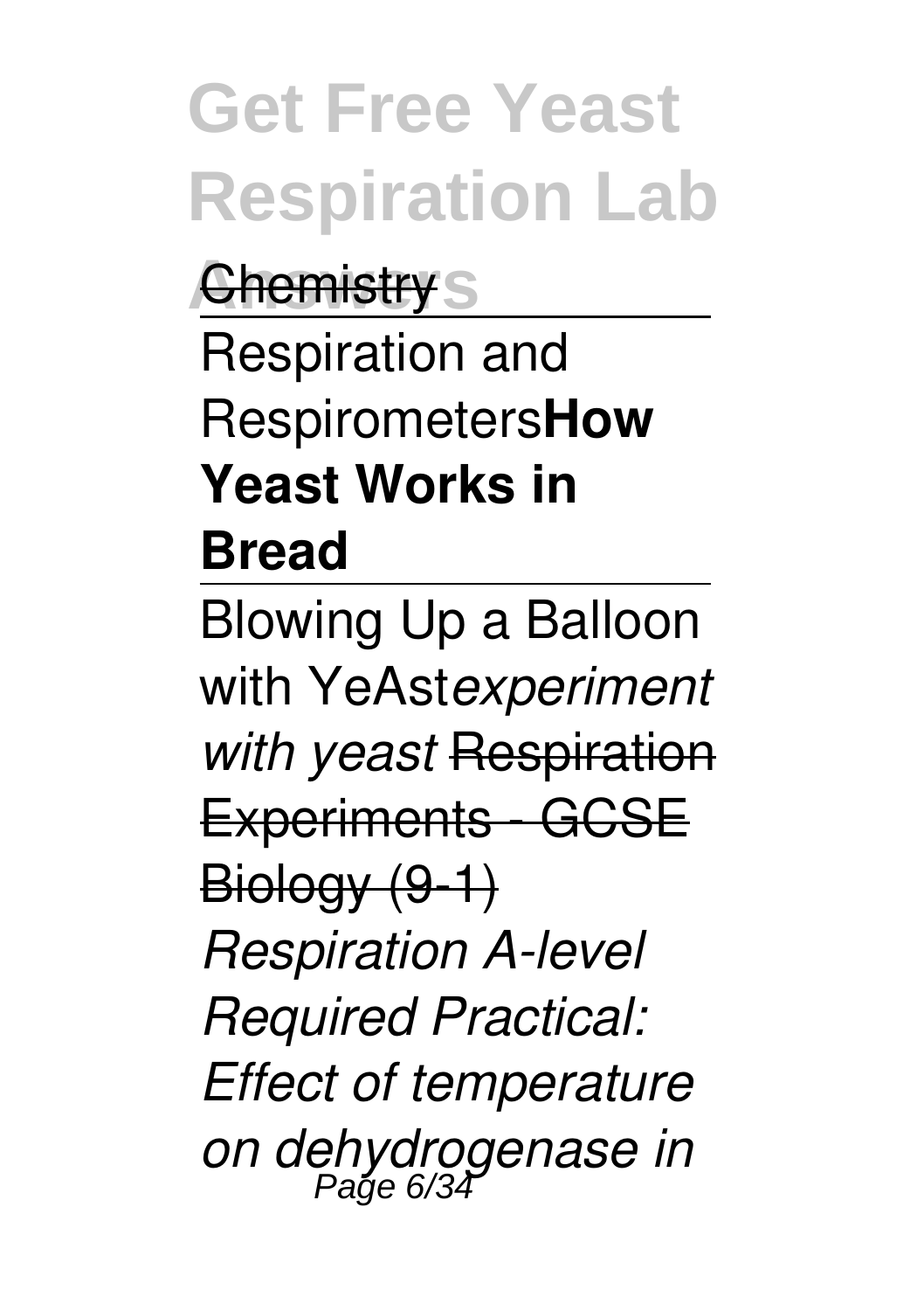Chemistry

Respiration and Respirometers**How Yeast Works in Bread**

Blowing Up a Balloon with YeAst*experiment with yeast* Respiration Experiments - GCSE Biology (9-1) *Respiration A-level Required Practical: Effect of temperature on dehydrogenase in*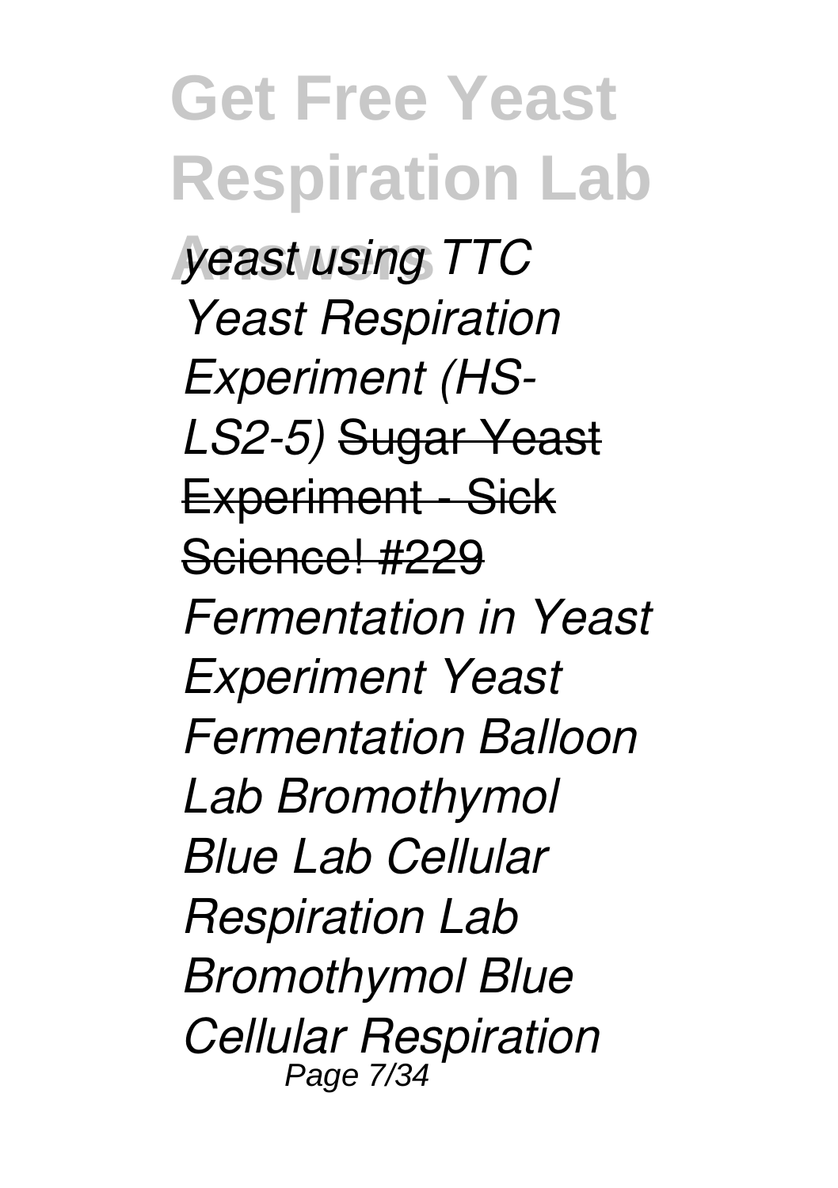*yeast using TTC Yeast Respiration Experiment (HS-LS2-5)* ~~Sugar Yeast Experiment - Sick Science! #229~~ *Fermentation in Yeast Experiment Yeast Fermentation Balloon Lab Bromothymol Blue Lab Cellular Respiration Lab Bromothymol Blue Cellular Respiration*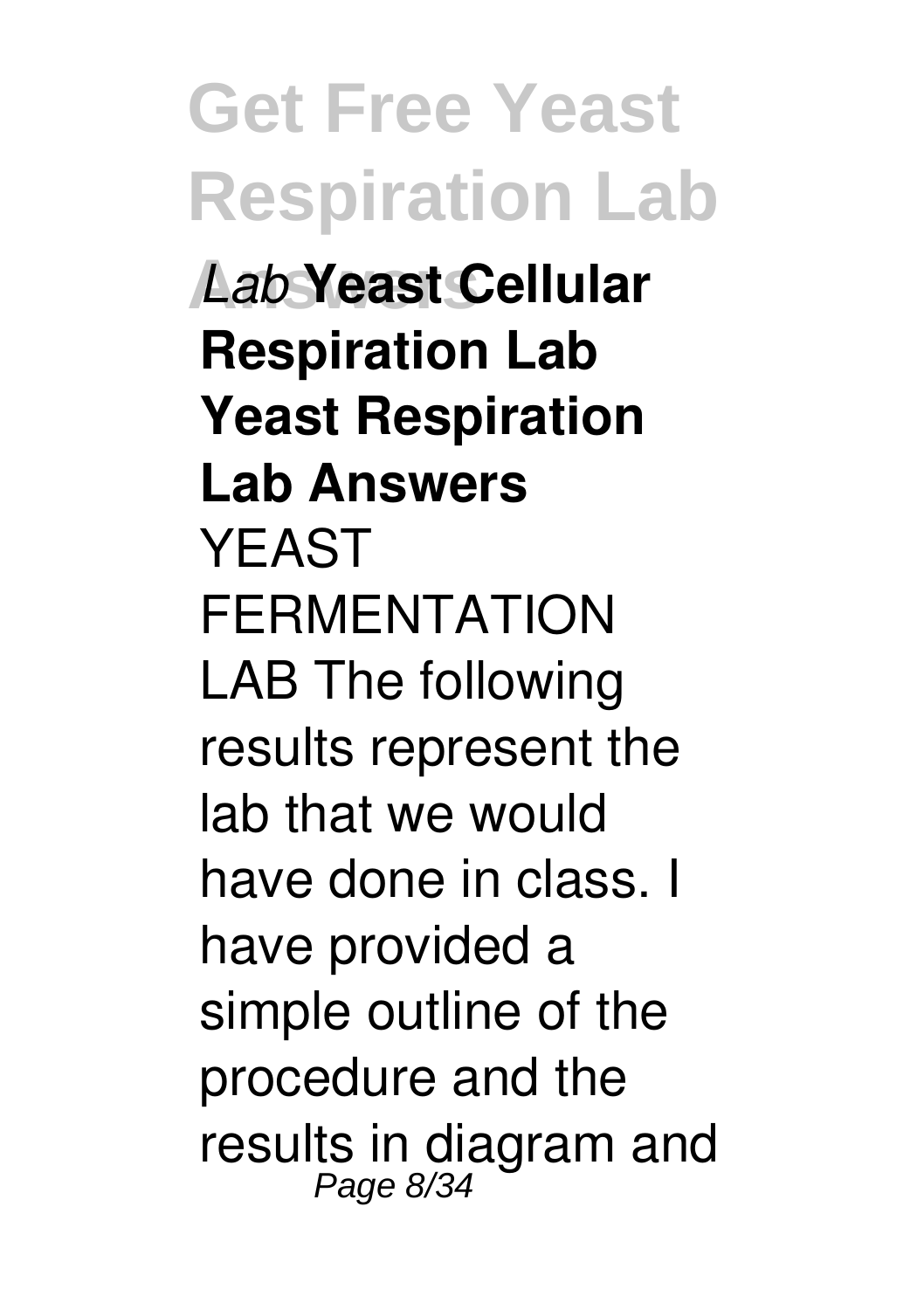*Lab* **Yeast Cellular Respiration Lab Yeast Respiration Lab Answers**

YEAST FERMENTATION LAB The following results represent the lab that we would have done in class. I have provided a simple outline of the procedure and the results in diagram and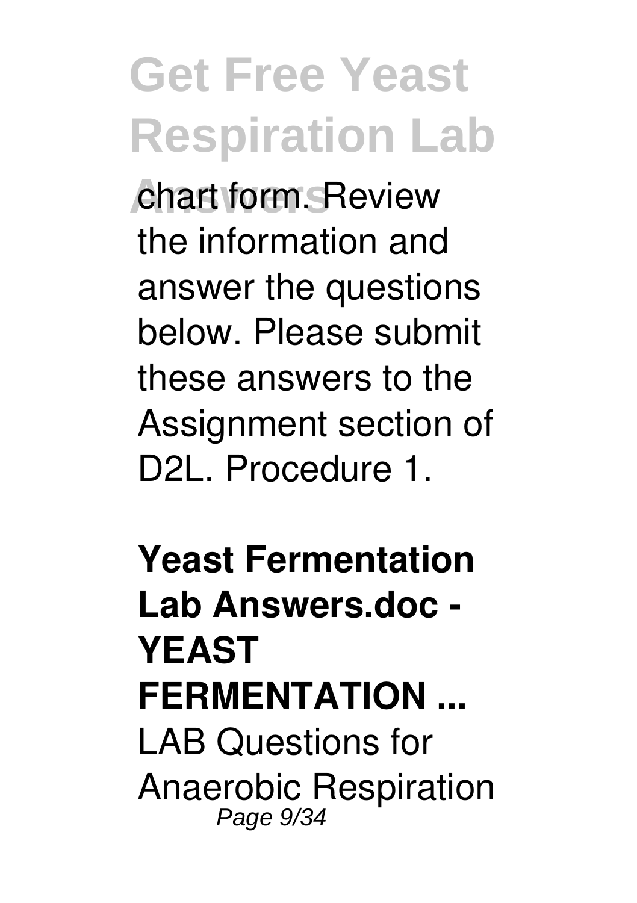chart form. Review the information and answer the questions below. Please submit these answers to the Assignment section of D2L. Procedure 1.

**Yeast Fermentation Lab Answers.doc - YEAST FERMENTATION ...**

LAB Questions for Anaerobic Respiration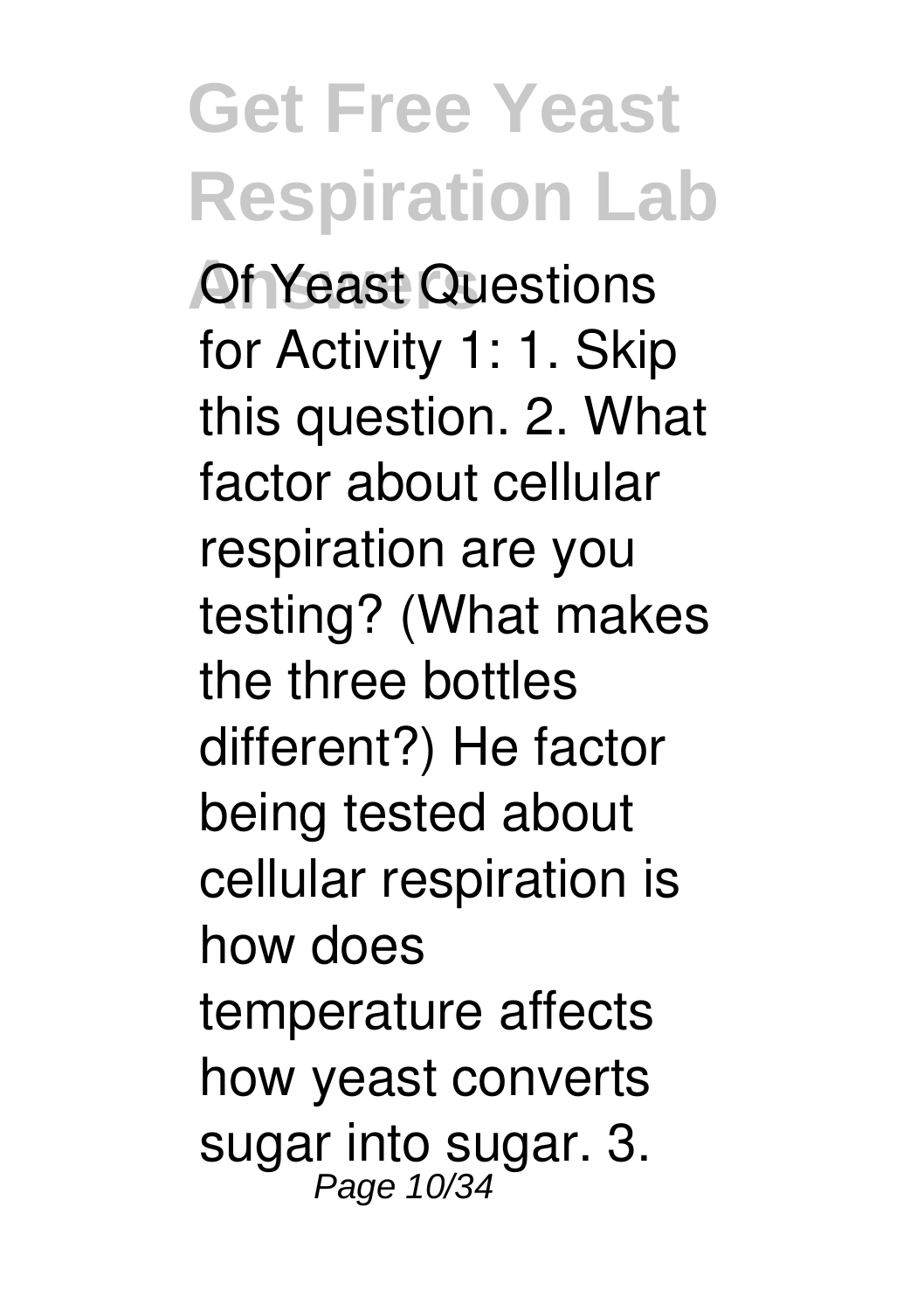Of Yeast Questions for Activity 1: 1. Skip this question. 2. What factor about cellular respiration are you testing? (What makes the three bottles different?) He factor being tested about cellular respiration is how does temperature affects how yeast converts sugar into sugar. 3.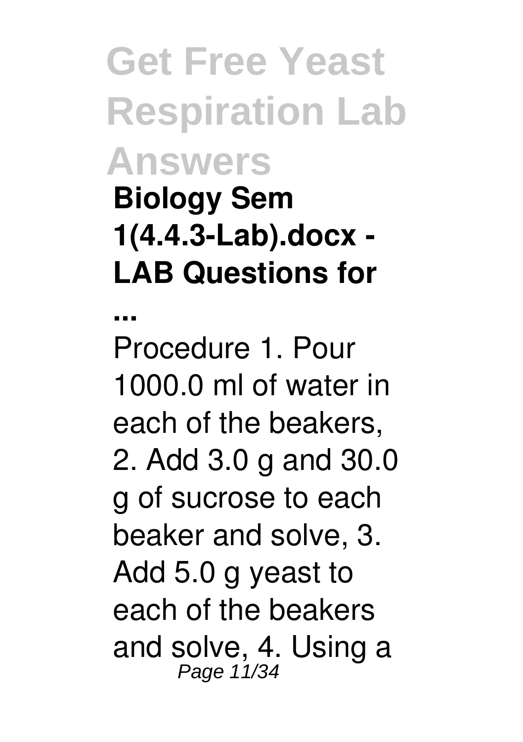# Get Free Yeast Respiration Lab Answers

**Biology Sem 1(4.4.3-Lab).docx - LAB Questions for ...**

Procedure 1. Pour 1000.0 ml of water in each of the beakers, 2. Add 3.0 g and 30.0 g of sucrose to each beaker and solve, 3. Add 5.0 g yeast to each of the beakers and solve, 4. Using a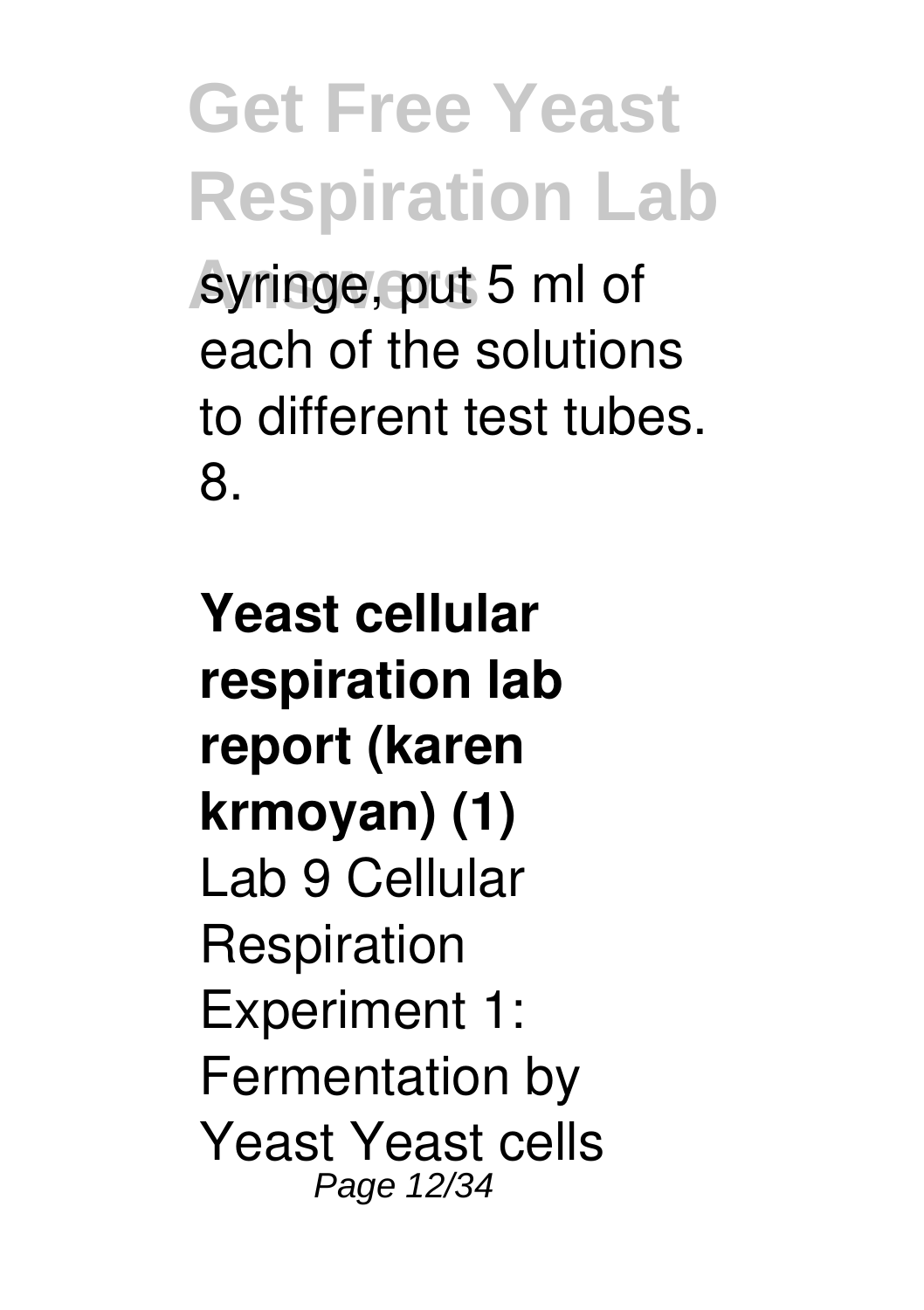syringe, put 5 ml of each of the solutions to different test tubes. 8.

**Yeast cellular respiration lab report (karen krmoyan) (1)**
Lab 9 Cellular Respiration Experiment 1: Fermentation by Yeast Yeast cells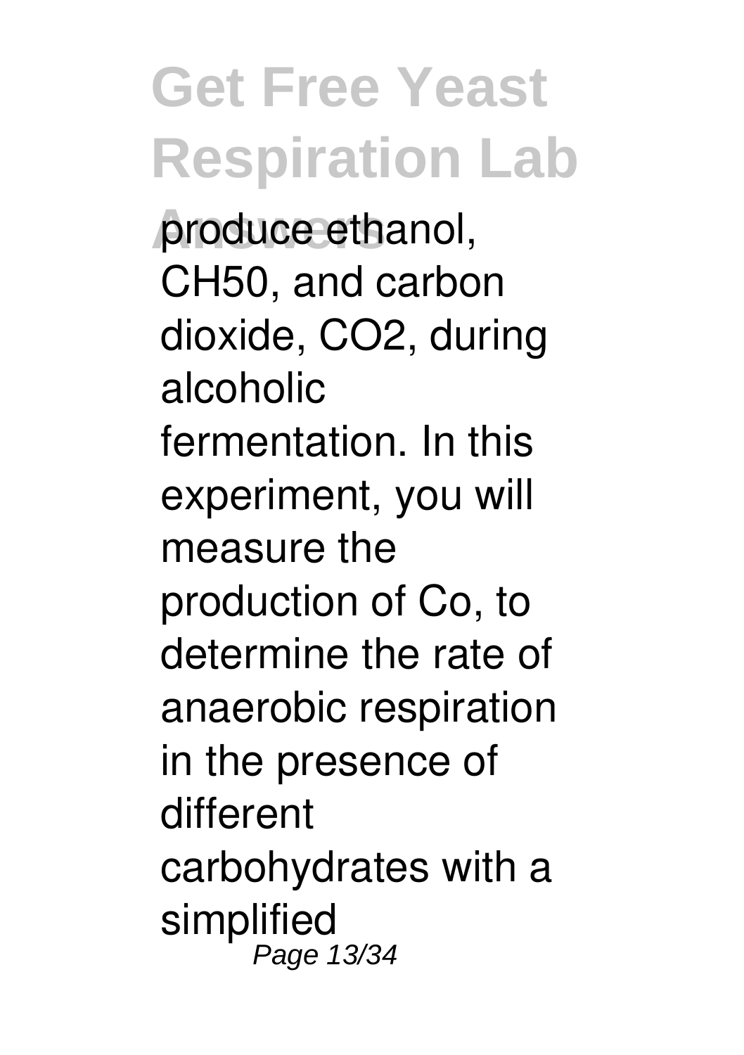produce ethanol, CH50, and carbon dioxide, $CO_2$, during alcoholic fermentation. In this experiment, you will measure the production of Co, to determine the rate of anaerobic respiration in the presence of different carbohydrates with a simplified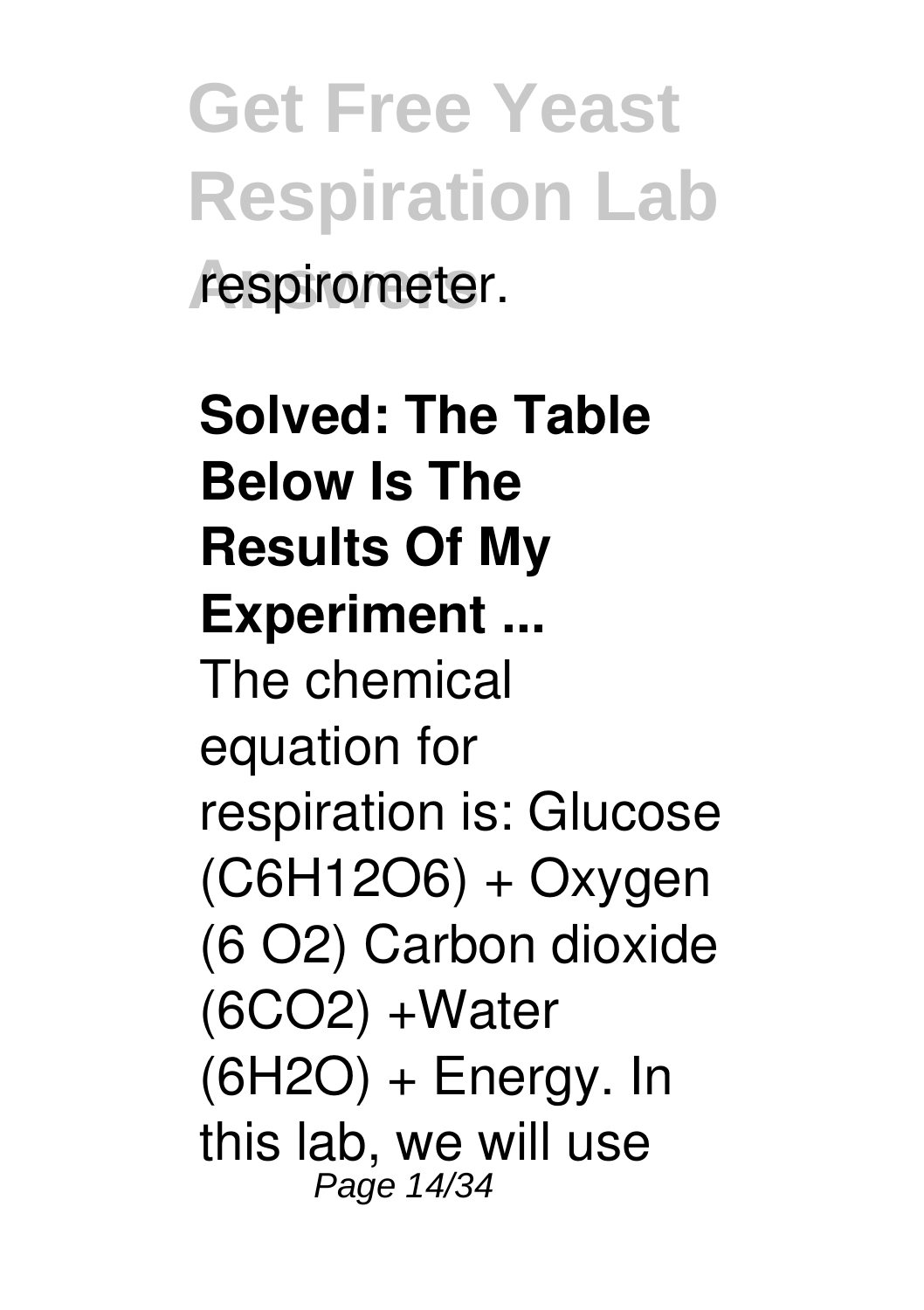respirometer.

**Solved: The Table Below Is The Results Of My Experiment ...**

The chemical equation for respiration is: Glucose ($C_6H_{12}O_6$) + Oxygen (6 $O_2$) Carbon dioxide (6$CO_2$) +Water (6$H_2O$) + Energy. In this lab, we will use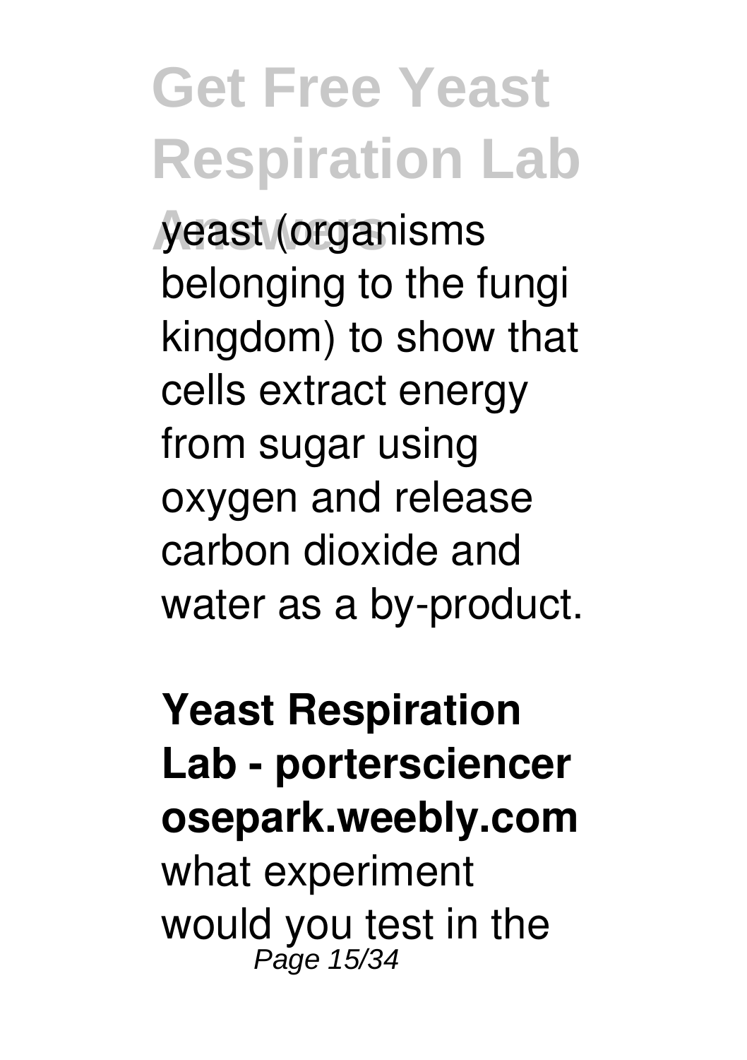yeast (organisms belonging to the fungi kingdom) to show that cells extract energy from sugar using oxygen and release carbon dioxide and water as a by-product.

**Yeast Respiration Lab - portersciencerosepark.weebly.com**

what experiment would you test in the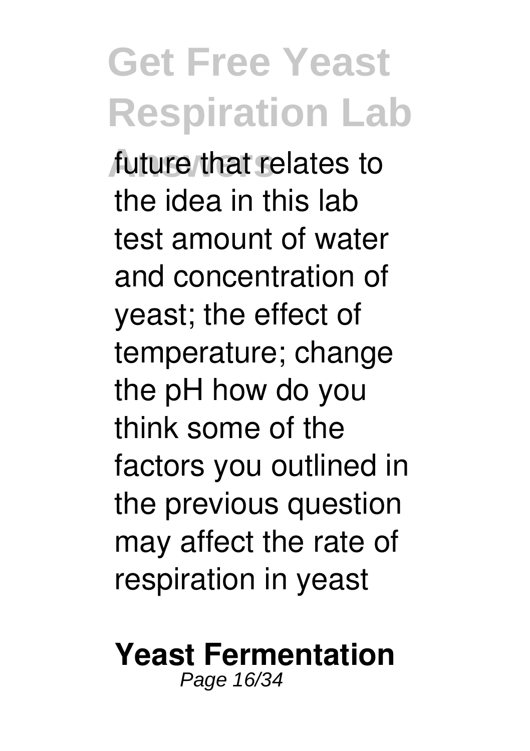future that relates to the idea in this lab test amount of water and concentration of yeast; the effect of temperature; change the pH how do you think some of the factors you outlined in the previous question may affect the rate of respiration in yeast

## Yeast Fermentation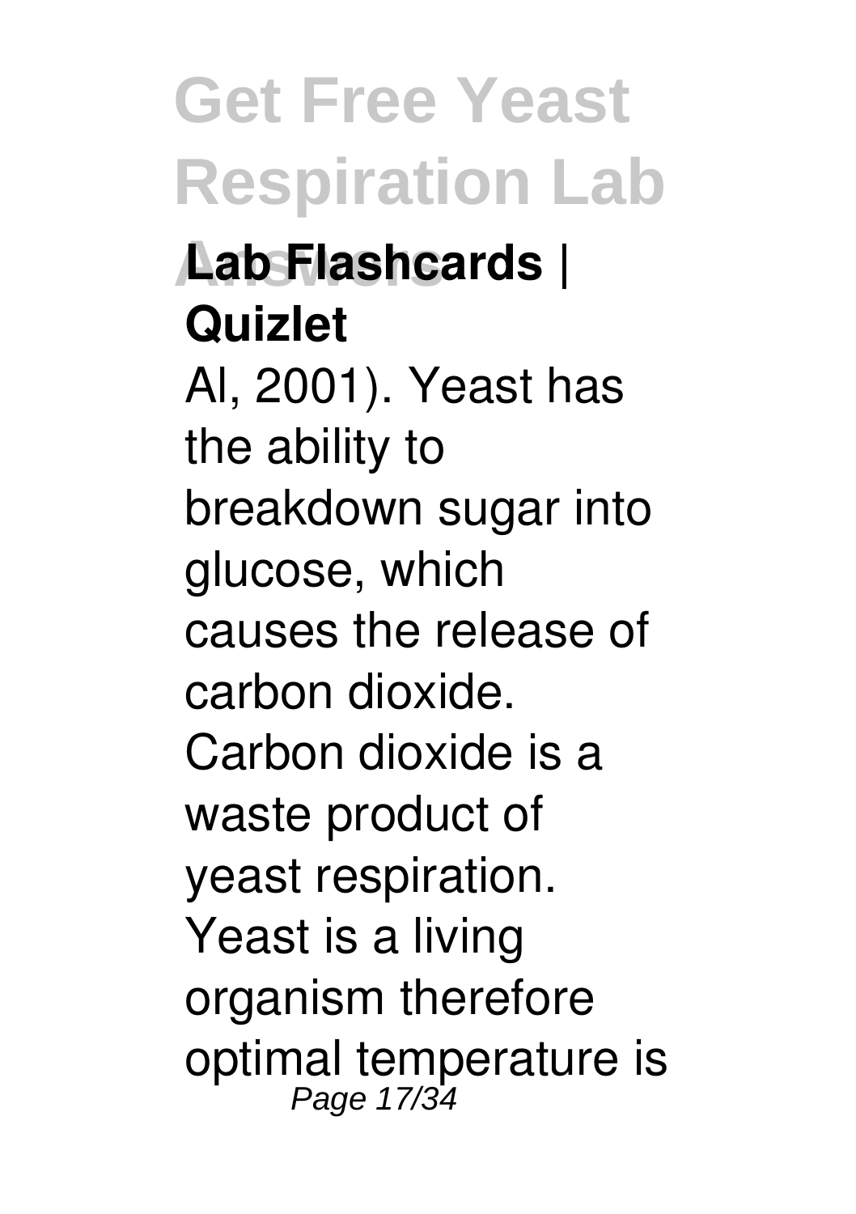**Lab Flashcards | Quizlet**

Al, 2001). Yeast has the ability to breakdown sugar into glucose, which causes the release of carbon dioxide. Carbon dioxide is a waste product of yeast respiration. Yeast is a living organism therefore optimal temperature is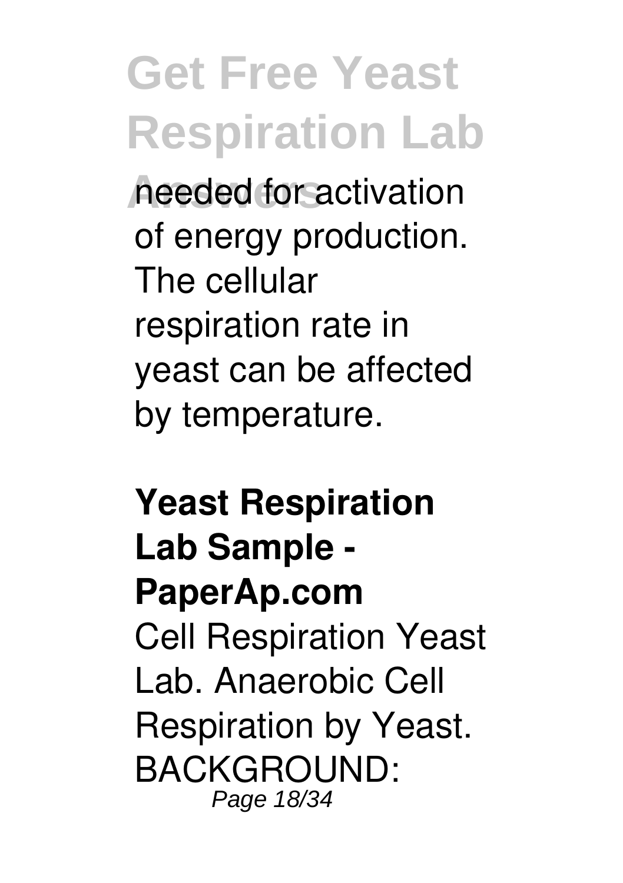needed for activation of energy production. The cellular respiration rate in yeast can be affected by temperature.

**Yeast Respiration Lab Sample - PaperAp.com**

Cell Respiration Yeast Lab. Anaerobic Cell Respiration by Yeast. BACKGROUND: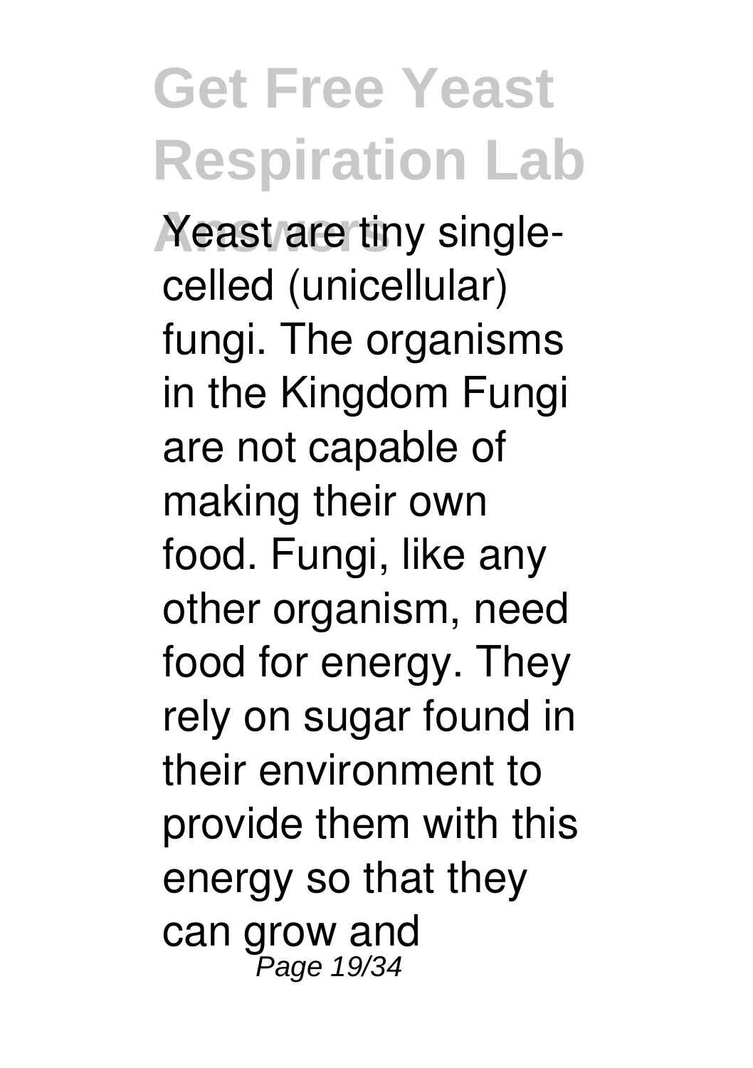Yeast are tiny single-celled (unicellular) fungi. The organisms in the Kingdom Fungi are not capable of making their own food. Fungi, like any other organism, need food for energy. They rely on sugar found in their environment to provide them with this energy so that they can grow and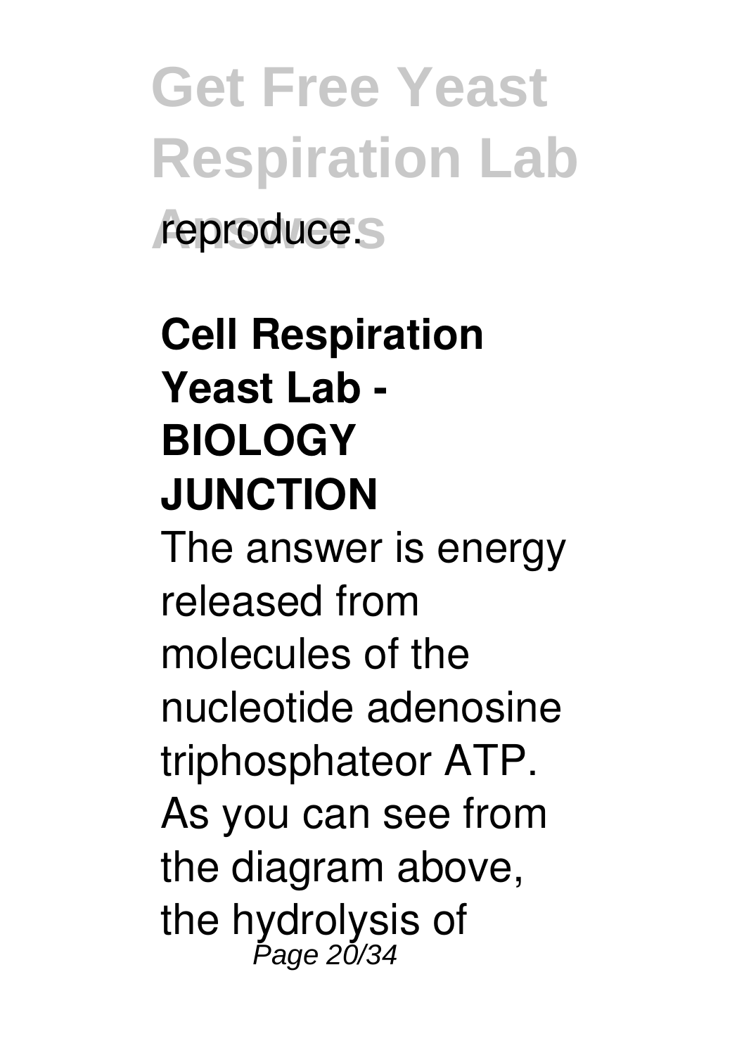reproduce.

**Cell Respiration Yeast Lab - BIOLOGY JUNCTION**

The answer is energy released from molecules of the nucleotide adenosine triphosphateor ATP. As you can see from the diagram above, the hydrolysis of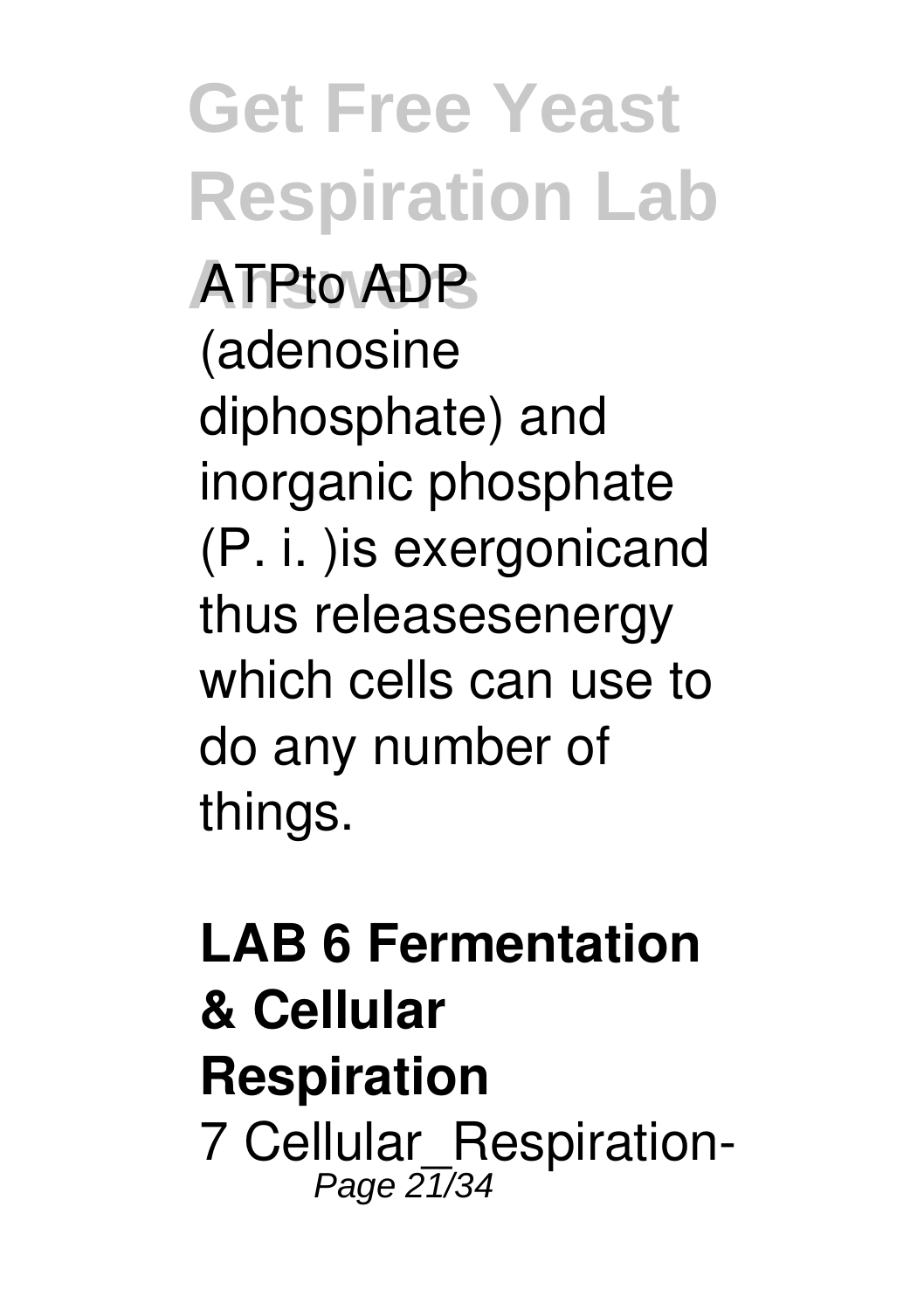ATPto ADP (adenosine diphosphate) and inorganic phosphate (P. i. )is exergonicand thus releasesenergy which cells can use to do any number of things.

**LAB 6 Fermentation & Cellular Respiration**

7 Cellular_Respiration-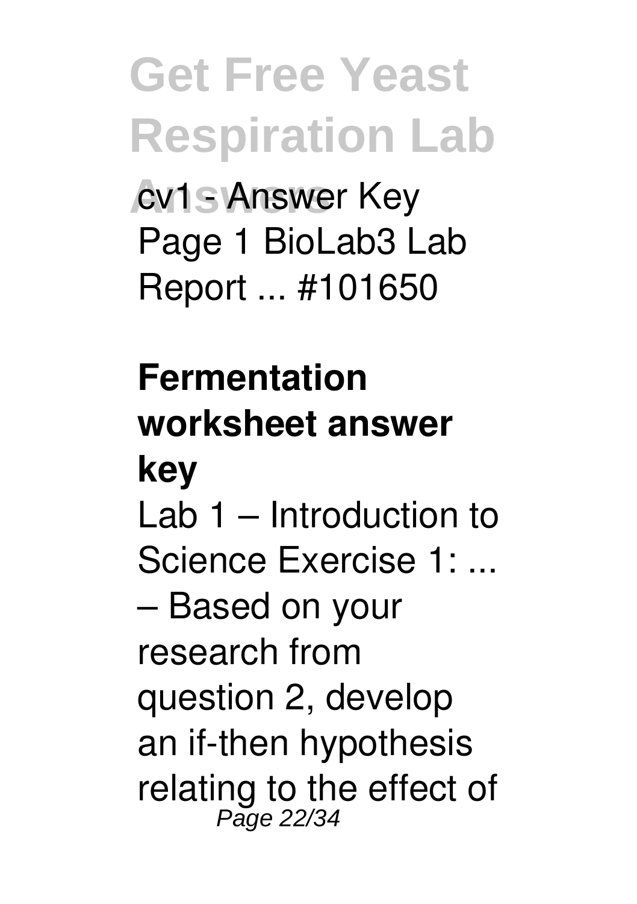cv1 - Answer Key Page 1 BioLab3 Lab Report ... #101650

**Fermentation worksheet answer key**

Lab 1 – Introduction to Science Exercise 1: ... – Based on your research from question 2, develop an if-then hypothesis relating to the effect of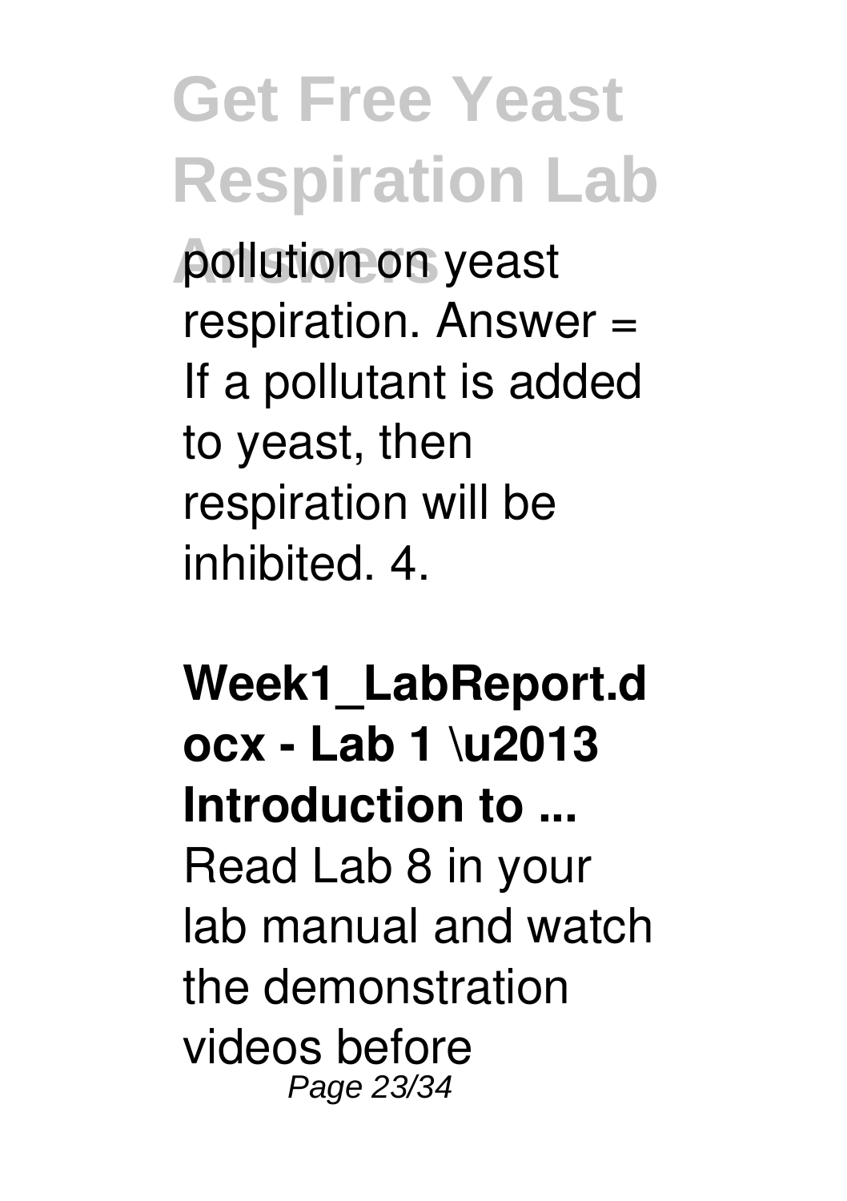pollution on yeast respiration. Answer = If a pollutant is added to yeast, then respiration will be inhibited. 4.

**Week1_LabReport.docx - Lab 1 \u2013 Introduction to ...**

Read Lab 8 in your lab manual and watch the demonstration videos before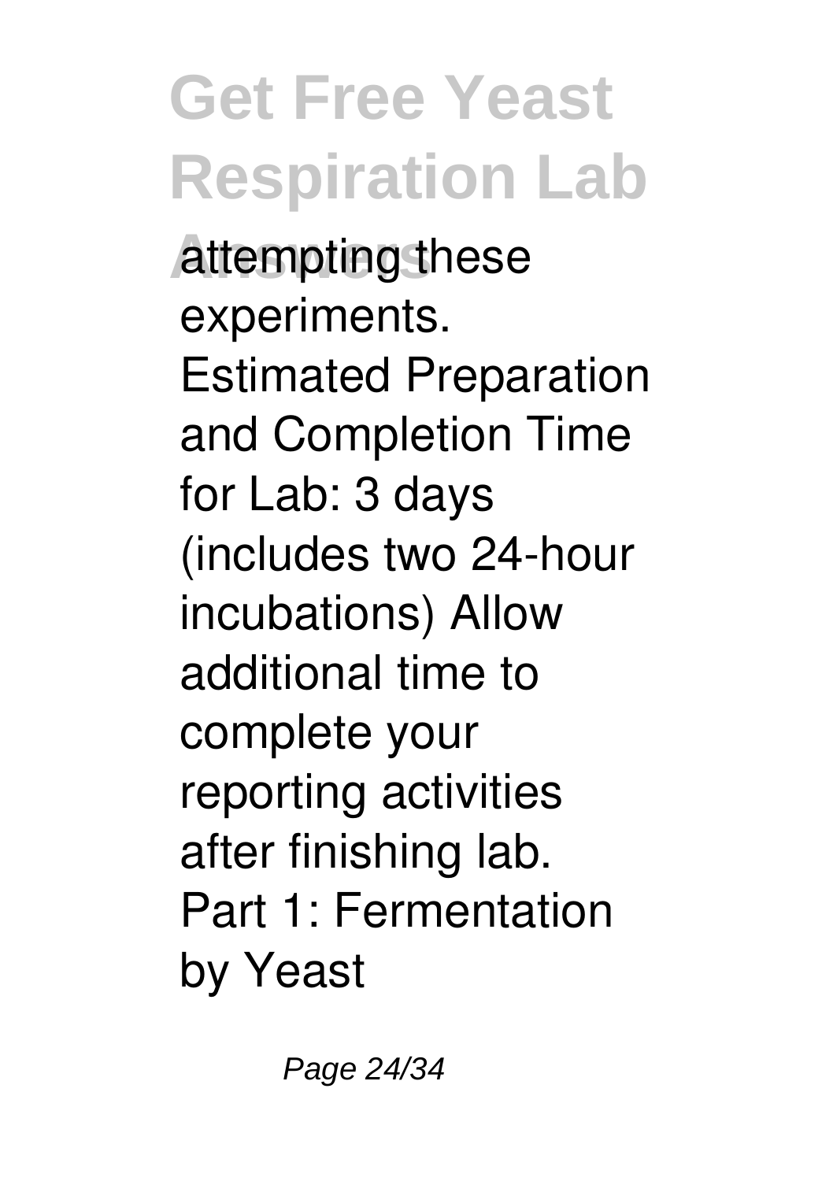attempting these experiments. Estimated Preparation and Completion Time for Lab: 3 days (includes two 24-hour incubations) Allow additional time to complete your reporting activities after finishing lab. Part 1: Fermentation by Yeast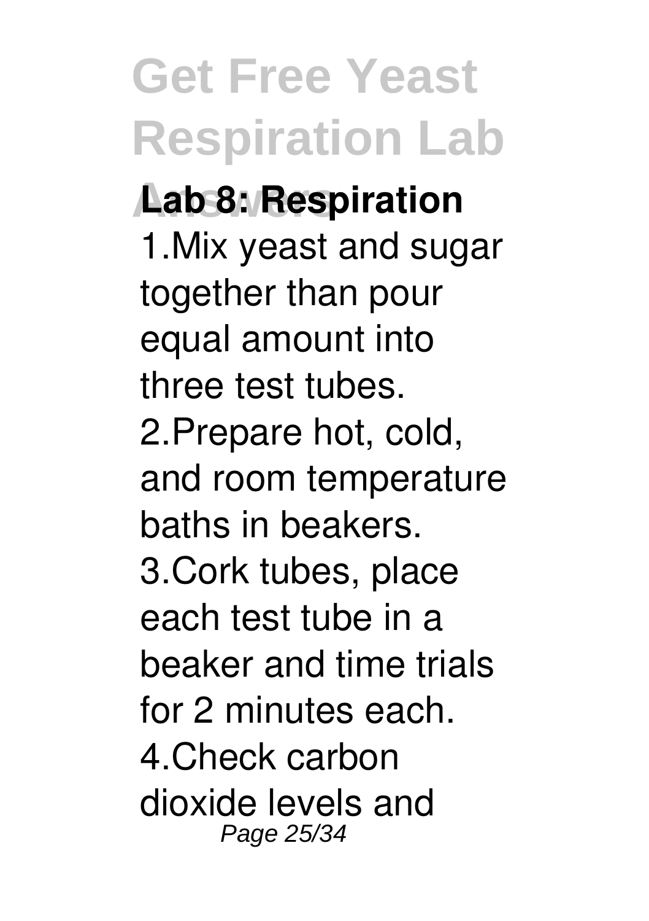**Lab 8: Respiration**

1.Mix yeast and sugar together than pour equal amount into three test tubes.
2.Prepare hot, cold, and room temperature baths in beakers.
3.Cork tubes, place each test tube in a beaker and time trials for 2 minutes each.
4.Check carbon dioxide levels and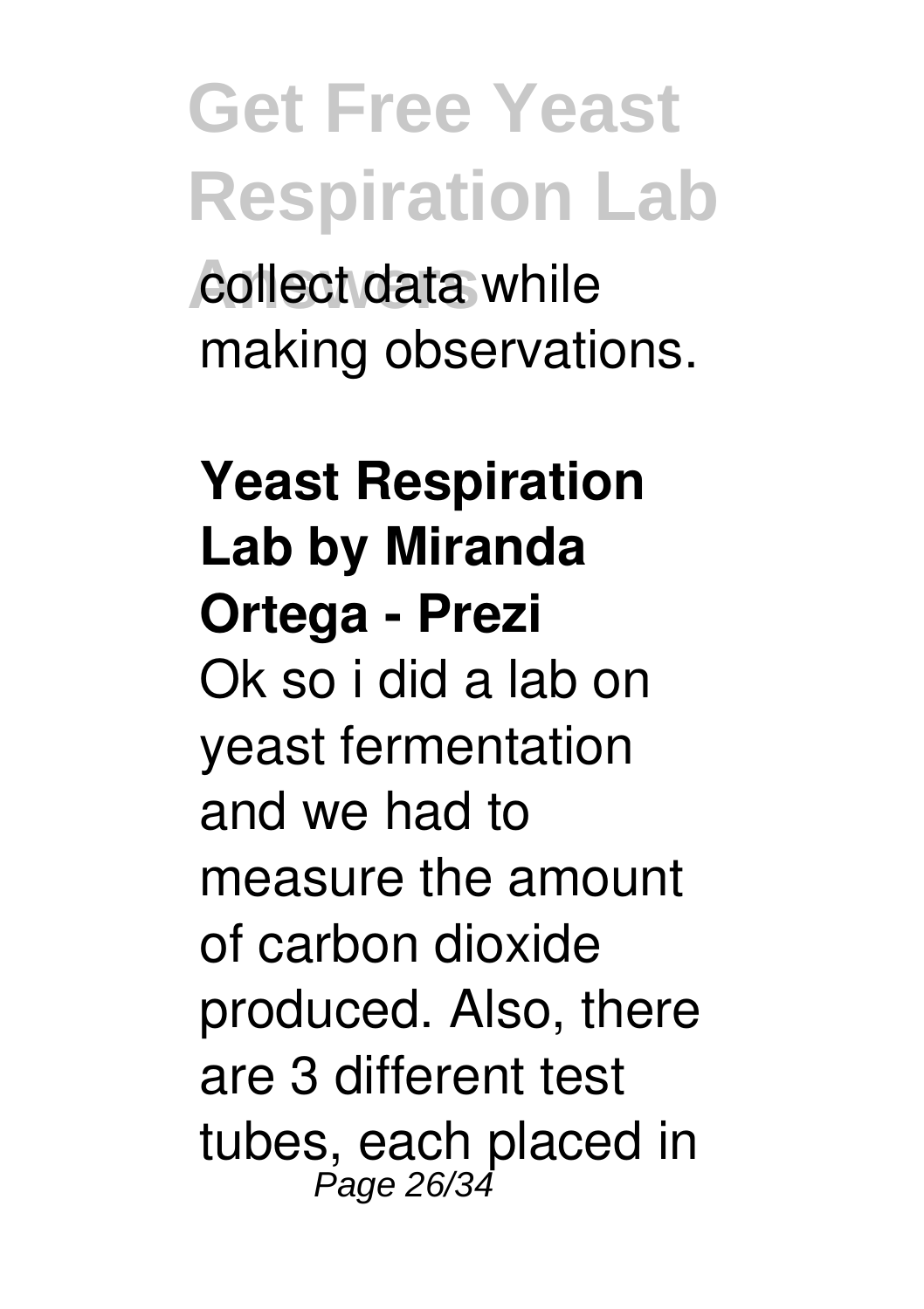collect data while making observations.

**Yeast Respiration Lab by Miranda Ortega - Prezi**

Ok so i did a lab on yeast fermentation and we had to measure the amount of carbon dioxide produced. Also, there are 3 different test tubes, each placed in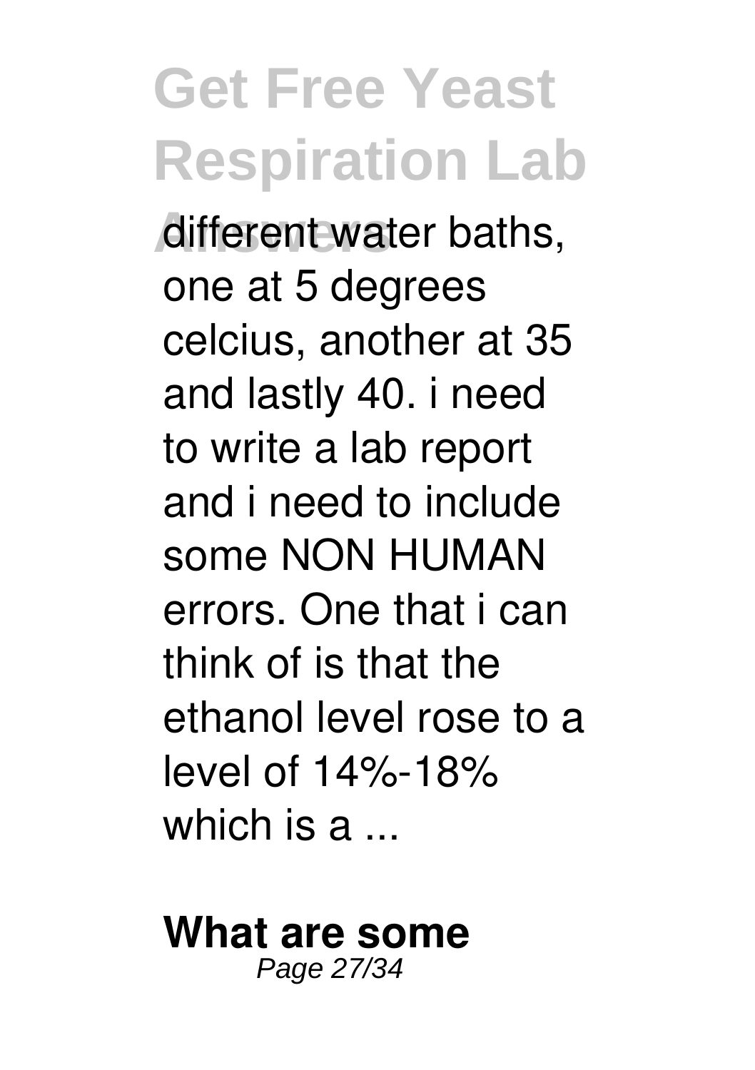different water baths, one at 5 degrees celcius, another at 35 and lastly 40. i need to write a lab report and i need to include some NON HUMAN errors. One that i can think of is that the ethanol level rose to a level of 14%-18% which is a ...

**What are some**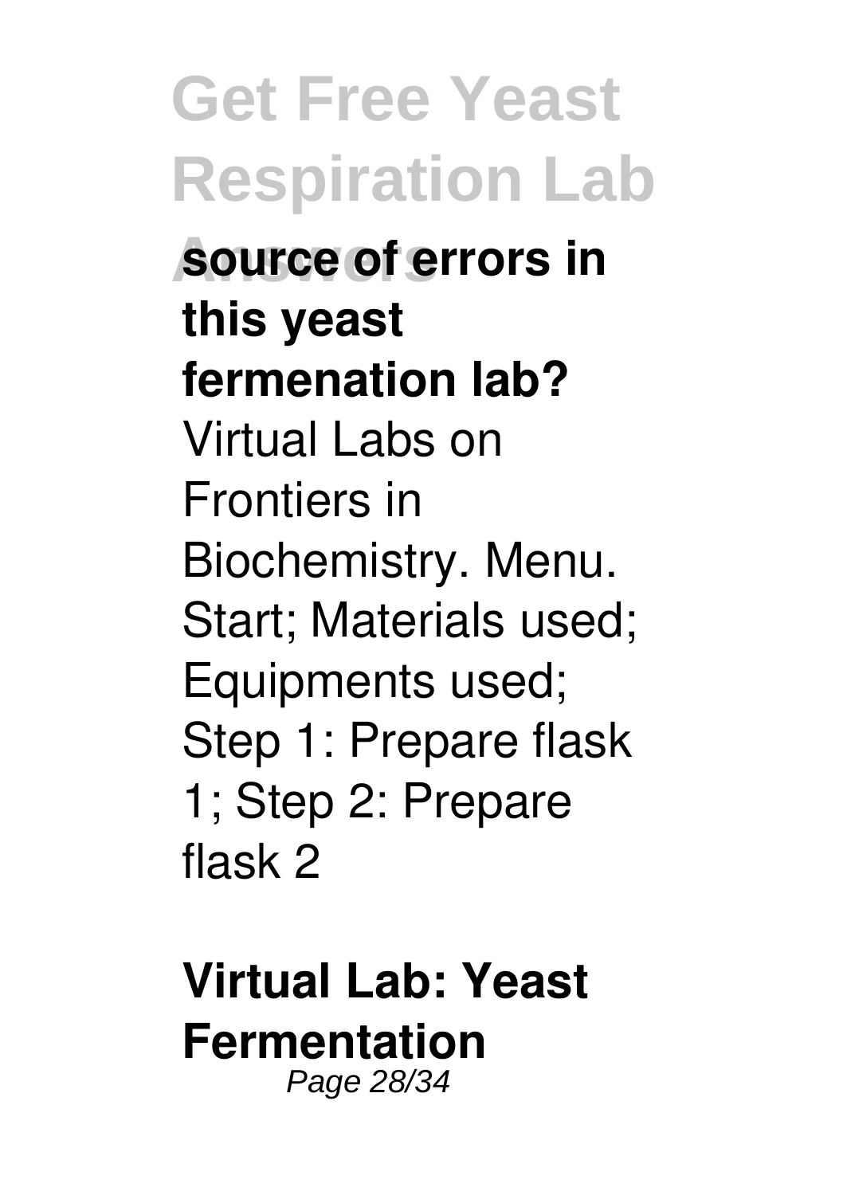**source of errors in this yeast fermenation lab?**

Virtual Labs on Frontiers in Biochemistry. Menu. Start; Materials used; Equipments used; Step 1: Prepare flask 1; Step 2: Prepare flask 2

**Virtual Lab: Yeast Fermentation**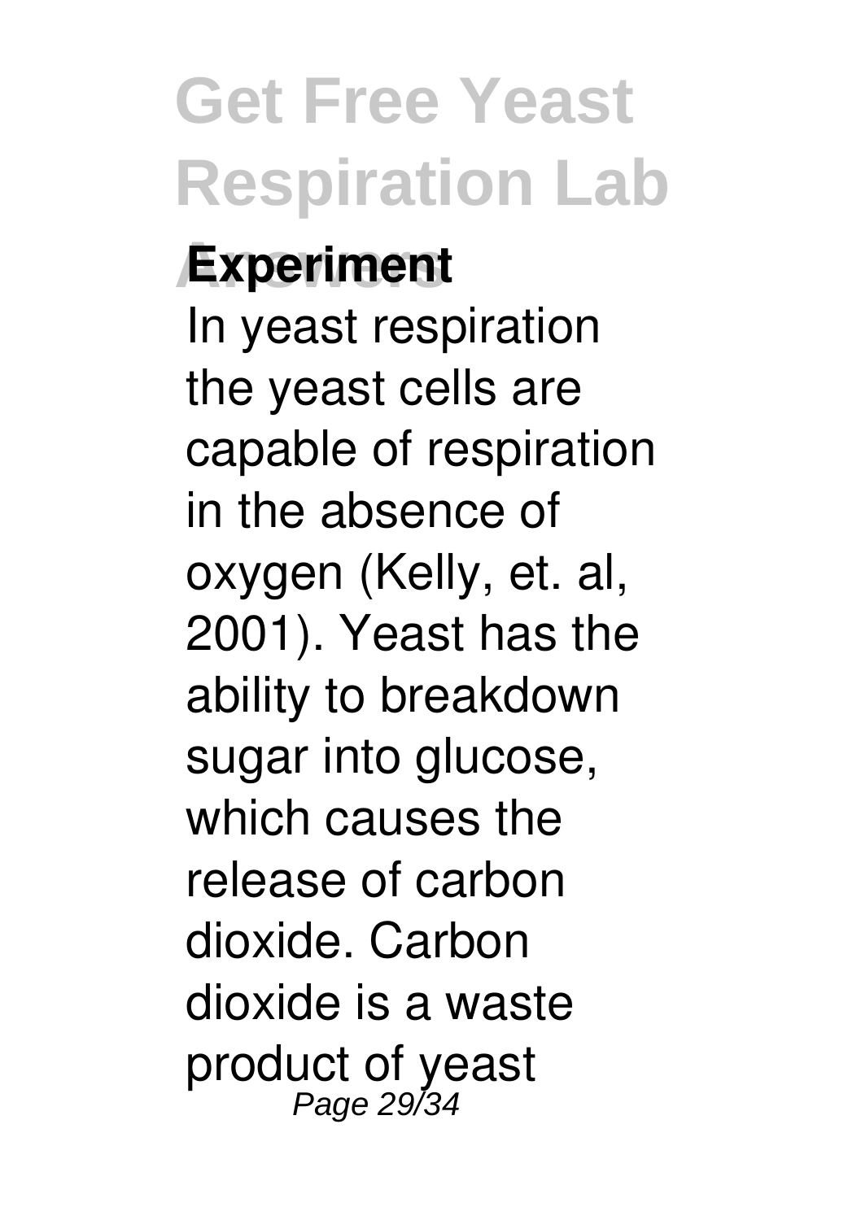**Experiment**

In yeast respiration the yeast cells are capable of respiration in the absence of oxygen (Kelly, et. al, 2001). Yeast has the ability to breakdown sugar into glucose, which causes the release of carbon dioxide. Carbon dioxide is a waste product of yeast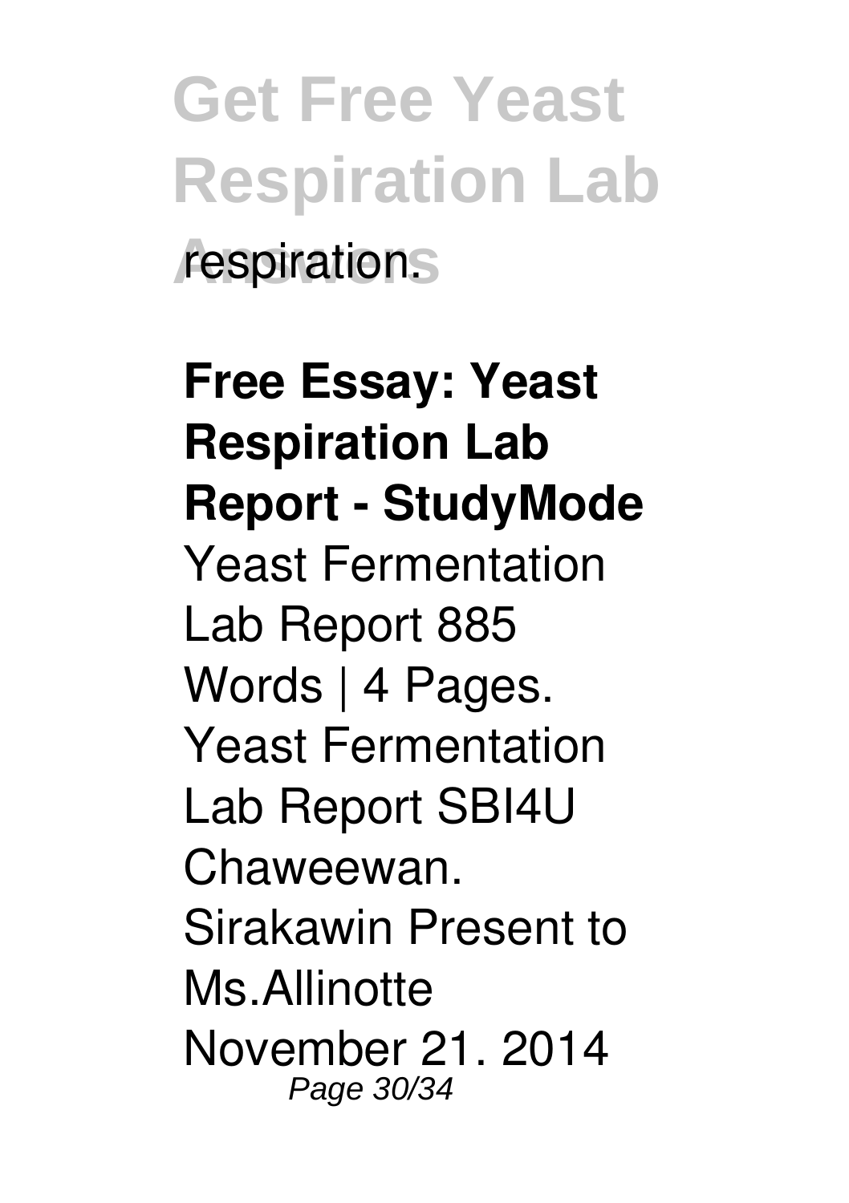respiration.

**Free Essay: Yeast Respiration Lab Report - StudyMode**

Yeast Fermentation Lab Report 885 Words | 4 Pages. Yeast Fermentation Lab Report SBI4U Chaweewan. Sirakawin Present to Ms.Allinotte November 21. 2014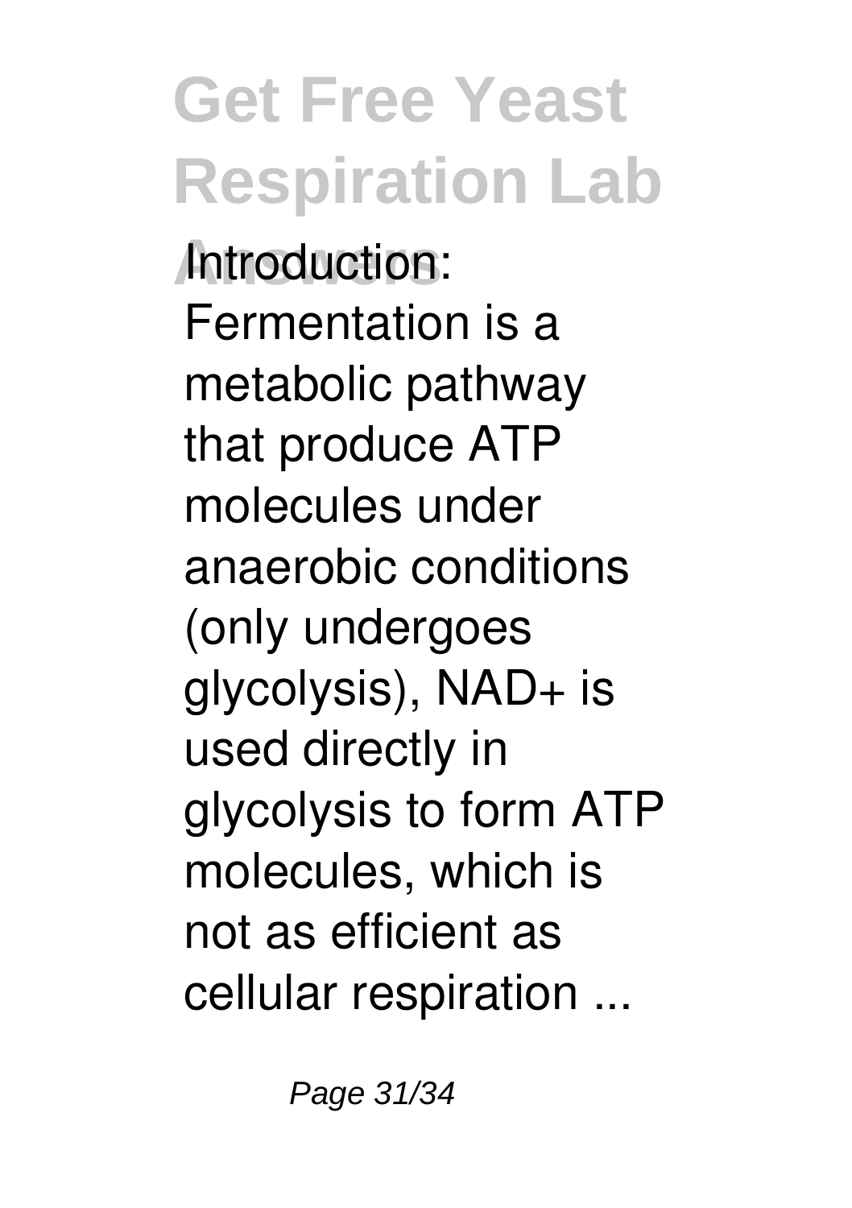Introduction: Fermentation is a metabolic pathway that produce ATP molecules under anaerobic conditions (only undergoes glycolysis), NAD+ is used directly in glycolysis to form ATP molecules, which is not as efficient as cellular respiration ...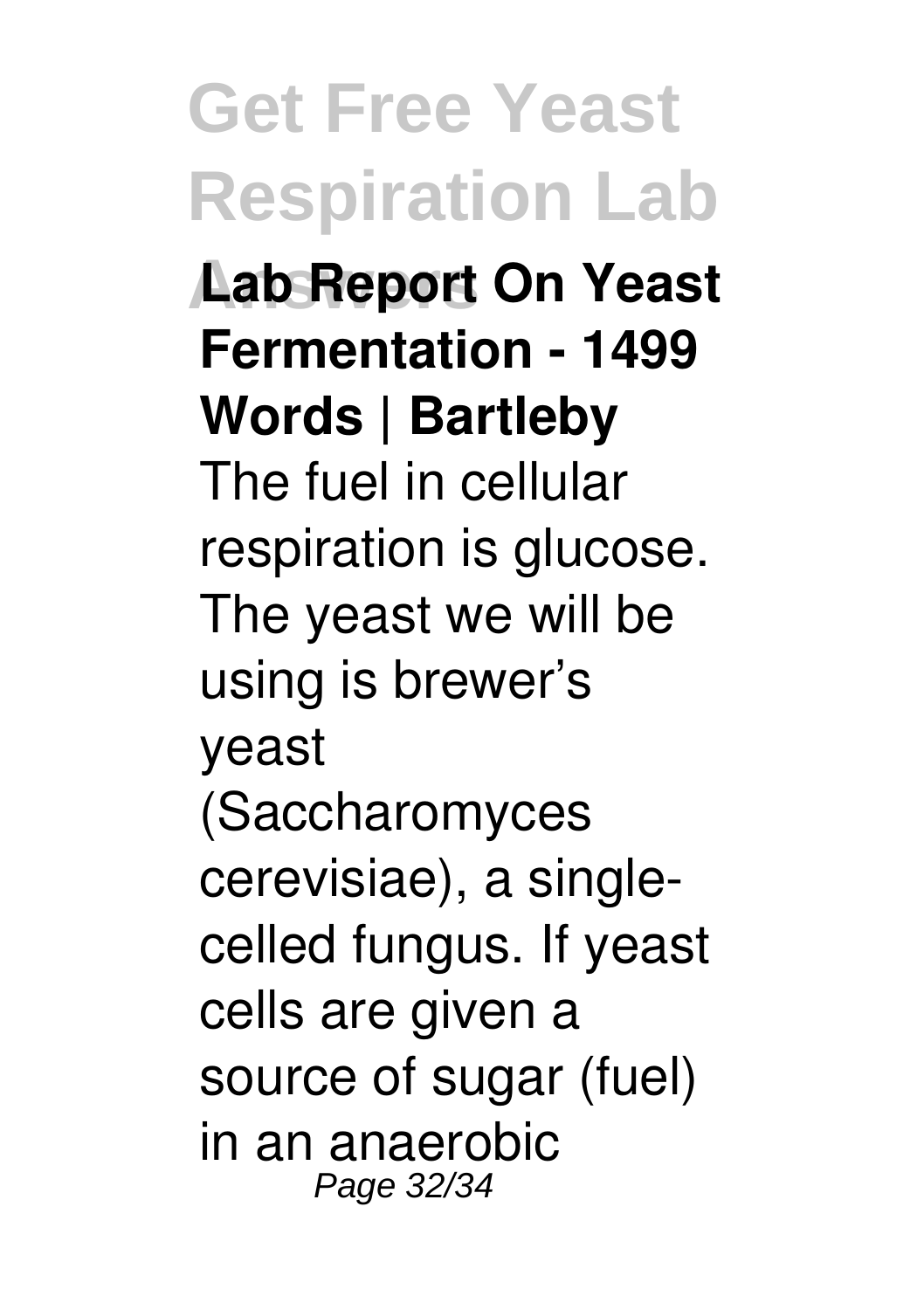**Lab Report On Yeast Fermentation - 1499 Words | Bartleby**

The fuel in cellular respiration is glucose. The yeast we will be using is brewer's yeast (Saccharomyces cerevisiae), a single-celled fungus. If yeast cells are given a source of sugar (fuel) in an anaerobic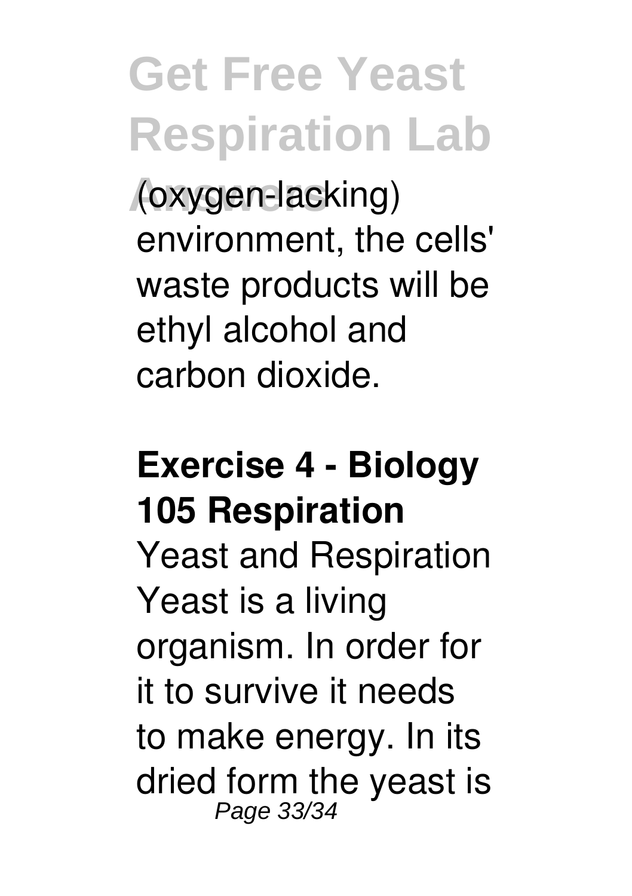(oxygen-lacking) environment, the cells' waste products will be ethyl alcohol and carbon dioxide.

## Exercise 4 - Biology 105 Respiration

Yeast and Respiration Yeast is a living organism. In order for it to survive it needs to make energy. In its dried form the yeast is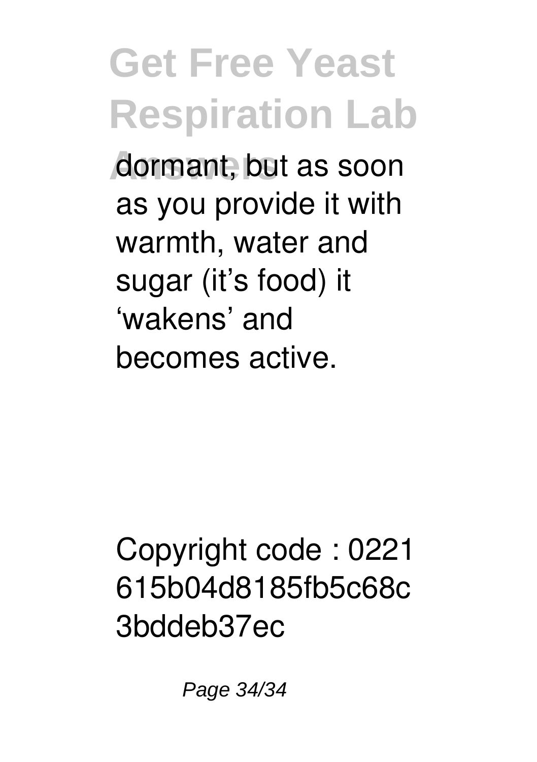dormant, but as soon as you provide it with warmth, water and sugar (it's food) it 'wakens' and becomes active.

Copyright code : 0221615b04d8185fb5c68c3bddeb37ec